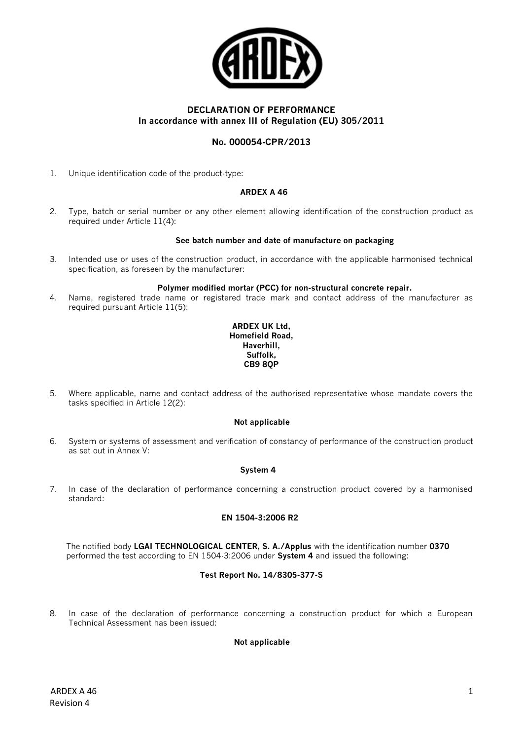# DECLARATION OF PERFORMANCE
## In accordance with annex III of Regulation (EU) 305/2011

## No. 000054-CPR/2013

1. Unique identification code of the product-type:

   **ARDEX A 46**

2. Type, batch or serial number or any other element allowing identification of the construction product as required under Article 11(4):

   **See batch number and date of manufacture on packaging**

3. Intended use or uses of the construction product, in accordance with the applicable harmonised technical specification, as foreseen by the manufacturer:

   **Polymer modified mortar (PCC) for non-structural concrete repair.**

4. Name, registered trade name or registered trade mark and contact address of the manufacturer as required pursuant Article 11(5):

   **ARDEX UK Ltd,**
   **Homefield Road,**
   **Haverhill,**
   **Suffolk,**
   **CB9 8QP**

5. Where applicable, name and contact address of the authorised representative whose mandate covers the tasks specified in Article 12(2):

   **Not applicable**

6. System or systems of assessment and verification of constancy of performance of the construction product as set out in Annex V:

   **System 4**

7. In case of the declaration of performance concerning a construction product covered by a harmonised standard:

   **EN 1504-3:2006 R2**

   The notified body **LGAI TECHNOLOGICAL CENTER, S. A./Applus** with the identification number **0370** performed the test according to EN 1504-3:2006 under **System 4** and issued the following:

   **Test Report No. 14/8305-377-S**

8. In case of the declaration of performance concerning a construction product for which a European Technical Assessment has been issued:

   **Not applicable**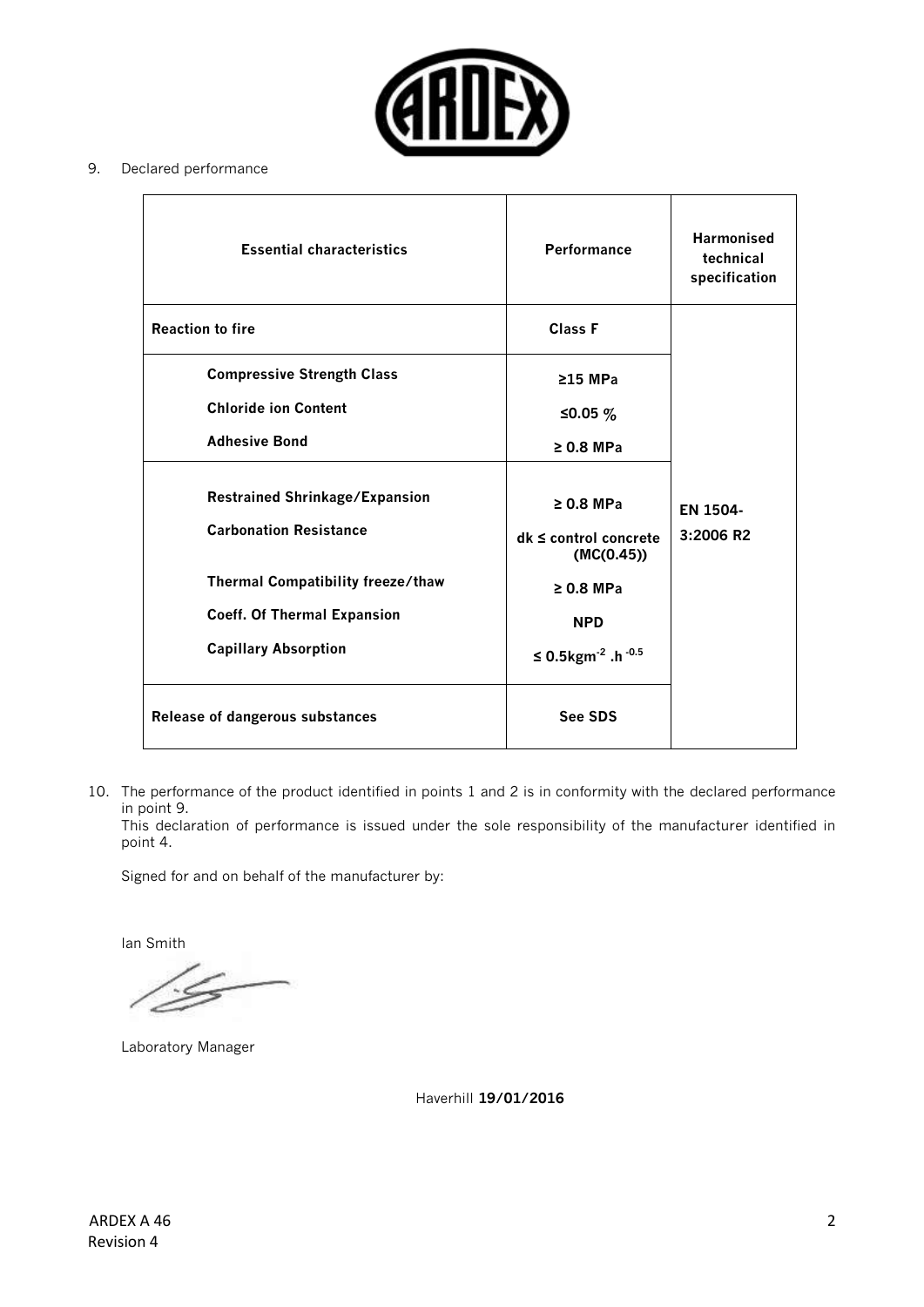9. Declared performance

| Essential characteristics | Performance | Harmonised technical specification |
|---|---|---|
| **Reaction to fire** | **Class F** | **EN 1504-3:2006 R2** |
| **Compressive Strength Class** | **≥15 MPa** | |
| **Chloride ion Content** | **≤0.05 %** | |
| **Adhesive Bond** | **≥ 0.8 MPa** | |
| **Restrained Shrinkage/Expansion** | **≥ 0.8 MPa** | |
| **Carbonation Resistance** | **dk ≤ control concrete (MC(0.45))** | |
| **Thermal Compatibility freeze/thaw** | **≥ 0.8 MPa** | |
| **Coeff. Of Thermal Expansion** | **NPD** | |
| **Capillary Absorption** | **$\leq 0.5 kgm^{-2} .h^{-0.5}$** | |
| **Release of dangerous substances** | **See SDS** | |

10. The performance of the product identified in points 1 and 2 is in conformity with the declared performance in point 9.
This declaration of performance is issued under the sole responsibility of the manufacturer identified in point 4.

Signed for and on behalf of the manufacturer by:

Ian Smith

Laboratory Manager

Haverhill **19/01/2016**

ARDEX A 46
Revision 4